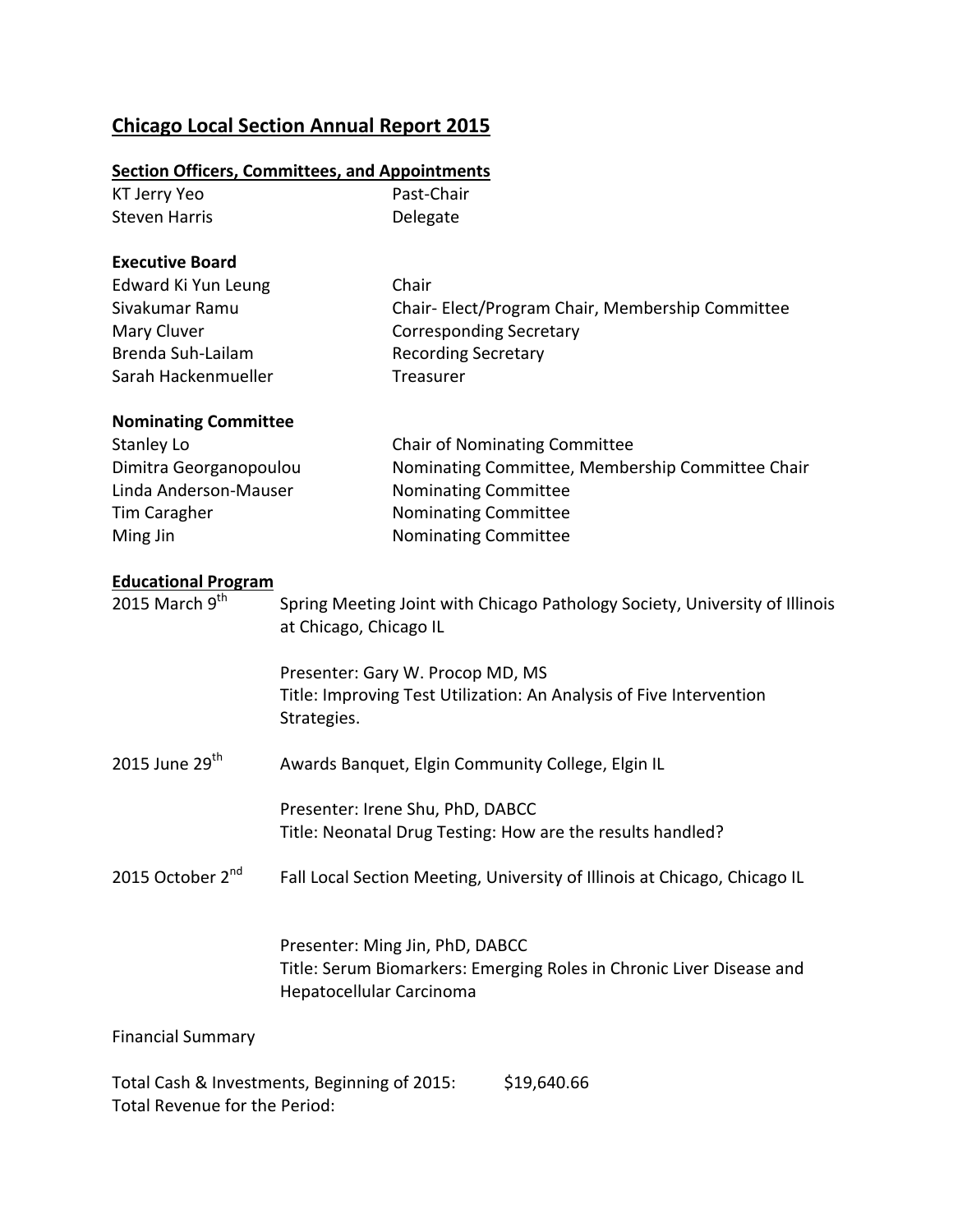# Chicago Local Section Annual Report 2015

## Section Officers, Committees, and Appointments

| | |
|---|---|
| KT Jerry Yeo | Past-Chair |
| Steven Harris | Delegate |

### Executive Board

| | |
|---|---|
| Edward Ki Yun Leung | Chair |
| Sivakumar Ramu | Chair- Elect/Program Chair, Membership Committee |
| Mary Cluver | Corresponding Secretary |
| Brenda Suh-Lailam | Recording Secretary |
| Sarah Hackenmueller | Treasurer |

### Nominating Committee

| | |
|---|---|
| Stanley Lo | Chair of Nominating Committee |
| Dimitra Georganopoulou | Nominating Committee, Membership Committee Chair |
| Linda Anderson-Mauser | Nominating Committee |
| Tim Caragher | Nominating Committee |
| Ming Jin | Nominating Committee |

## Educational Program

**2015 March 9th** — Spring Meeting Joint with Chicago Pathology Society, University of Illinois at Chicago, Chicago IL

Presenter: Gary W. Procop MD, MS
Title: Improving Test Utilization: An Analysis of Five Intervention Strategies.

**2015 June 29th** — Awards Banquet, Elgin Community College, Elgin IL

Presenter: Irene Shu, PhD, DABCC
Title: Neonatal Drug Testing: How are the results handled?

**2015 October 2nd** — Fall Local Section Meeting, University of Illinois at Chicago, Chicago IL

Presenter: Ming Jin, PhD, DABCC
Title: Serum Biomarkers: Emerging Roles in Chronic Liver Disease and Hepatocellular Carcinoma

Financial Summary

Total Cash & Investments, Beginning of 2015: $19,640.66
Total Revenue for the Period: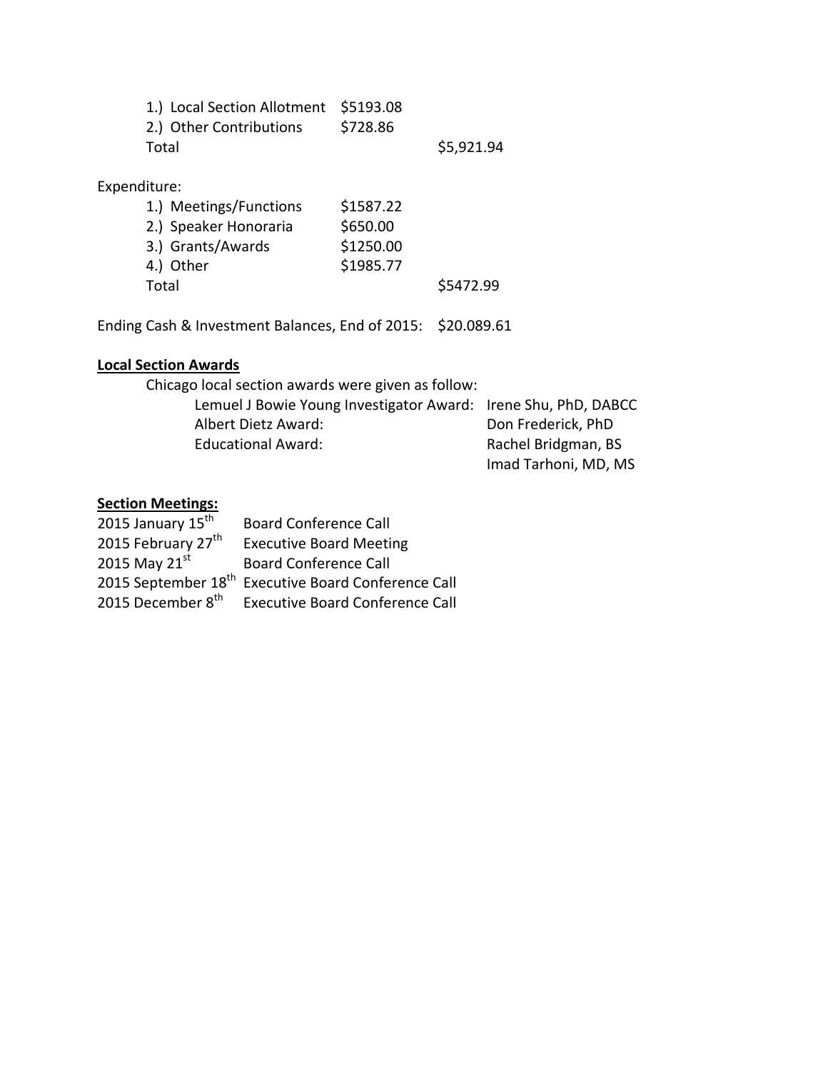| | | |
|---|---|---|
| 1.) Local Section Allotment | $5193.08 | |
| 2.) Other Contributions | $728.86 | |
| Total | | $5,921.94 |

Expenditure:

| | | |
|---|---|---|
| 1.) Meetings/Functions | $1587.22 | |
| 2.) Speaker Honoraria | $650.00 | |
| 3.) Grants/Awards | $1250.00 | |
| 4.) Other | $1985.77 | |
| Total | | $5472.99 |

Ending Cash & Investment Balances, End of 2015: $20.089.61

**Local Section Awards**

Chicago local section awards were given as follow:

| | |
|---|---|
| Lemuel J Bowie Young Investigator Award: | Irene Shu, PhD, DABCC |
| Albert Dietz Award: | Don Frederick, PhD |
| Educational Award: | Rachel Bridgman, BS |
| | Imad Tarhoni, MD, MS |

**Section Meetings:**

| | |
|---|---|
| 2015 January 15th | Board Conference Call |
| 2015 February 27th | Executive Board Meeting |
| 2015 May 21st | Board Conference Call |
| 2015 September 18th | Executive Board Conference Call |
| 2015 December 8th | Executive Board Conference Call |